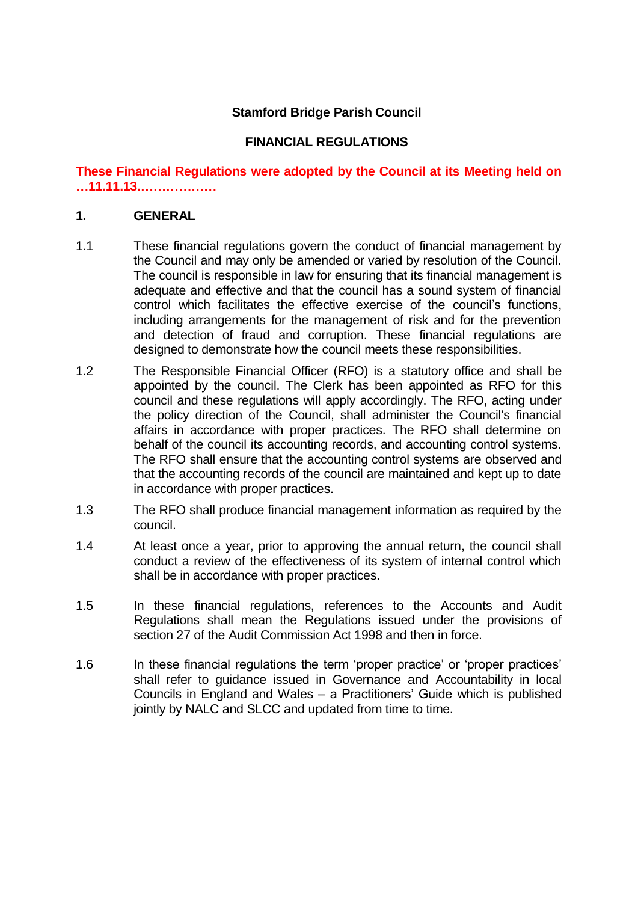**Stamford Bridge Parish Council**

**FINANCIAL REGULATIONS**

**These Financial Regulations were adopted by the Council at its Meeting held on …11.11.13………………**

## 1. GENERAL

1.1 These financial regulations govern the conduct of financial management by the Council and may only be amended or varied by resolution of the Council. The council is responsible in law for ensuring that its financial management is adequate and effective and that the council has a sound system of financial control which facilitates the effective exercise of the council's functions, including arrangements for the management of risk and for the prevention and detection of fraud and corruption. These financial regulations are designed to demonstrate how the council meets these responsibilities.

1.2 The Responsible Financial Officer (RFO) is a statutory office and shall be appointed by the council. The Clerk has been appointed as RFO for this council and these regulations will apply accordingly. The RFO, acting under the policy direction of the Council, shall administer the Council's financial affairs in accordance with proper practices. The RFO shall determine on behalf of the council its accounting records, and accounting control systems. The RFO shall ensure that the accounting control systems are observed and that the accounting records of the council are maintained and kept up to date in accordance with proper practices.

1.3 The RFO shall produce financial management information as required by the council.

1.4 At least once a year, prior to approving the annual return, the council shall conduct a review of the effectiveness of its system of internal control which shall be in accordance with proper practices.

1.5 In these financial regulations, references to the Accounts and Audit Regulations shall mean the Regulations issued under the provisions of section 27 of the Audit Commission Act 1998 and then in force.

1.6 In these financial regulations the term 'proper practice' or 'proper practices' shall refer to guidance issued in Governance and Accountability in local Councils in England and Wales – a Practitioners' Guide which is published jointly by NALC and SLCC and updated from time to time.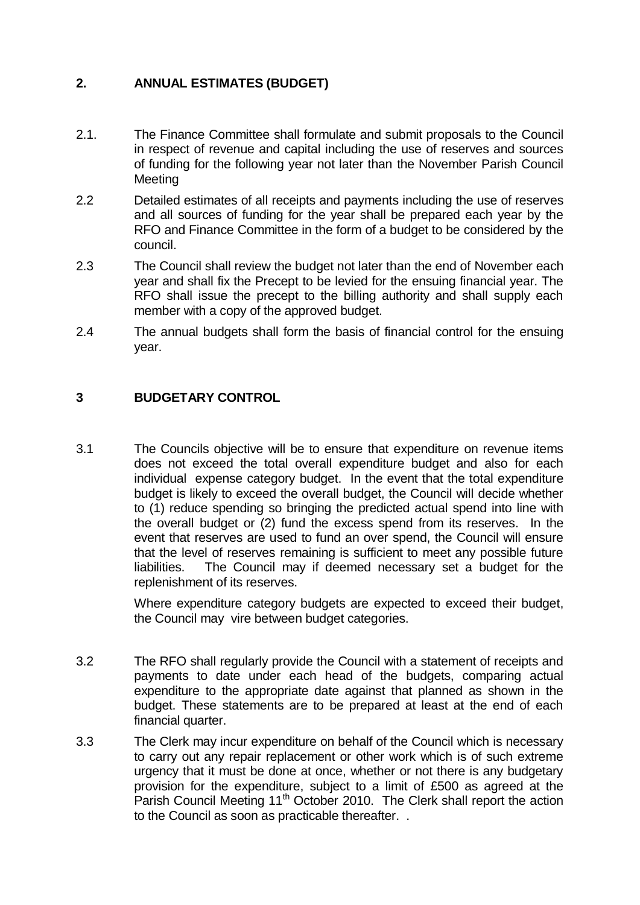## 2. ANNUAL ESTIMATES (BUDGET)

2.1. The Finance Committee shall formulate and submit proposals to the Council in respect of revenue and capital including the use of reserves and sources of funding for the following year not later than the November Parish Council Meeting

2.2 Detailed estimates of all receipts and payments including the use of reserves and all sources of funding for the year shall be prepared each year by the RFO and Finance Committee in the form of a budget to be considered by the council.

2.3 The Council shall review the budget not later than the end of November each year and shall fix the Precept to be levied for the ensuing financial year. The RFO shall issue the precept to the billing authority and shall supply each member with a copy of the approved budget.

2.4 The annual budgets shall form the basis of financial control for the ensuing year.

## 3 BUDGETARY CONTROL

3.1 The Councils objective will be to ensure that expenditure on revenue items does not exceed the total overall expenditure budget and also for each individual expense category budget. In the event that the total expenditure budget is likely to exceed the overall budget, the Council will decide whether to (1) reduce spending so bringing the predicted actual spend into line with the overall budget or (2) fund the excess spend from its reserves. In the event that reserves are used to fund an over spend, the Council will ensure that the level of reserves remaining is sufficient to meet any possible future liabilities. The Council may if deemed necessary set a budget for the replenishment of its reserves.

Where expenditure category budgets are expected to exceed their budget, the Council may vire between budget categories.

3.2 The RFO shall regularly provide the Council with a statement of receipts and payments to date under each head of the budgets, comparing actual expenditure to the appropriate date against that planned as shown in the budget. These statements are to be prepared at least at the end of each financial quarter.

3.3 The Clerk may incur expenditure on behalf of the Council which is necessary to carry out any repair replacement or other work which is of such extreme urgency that it must be done at once, whether or not there is any budgetary provision for the expenditure, subject to a limit of £500 as agreed at the Parish Council Meeting 11th October 2010. The Clerk shall report the action to the Council as soon as practicable thereafter. .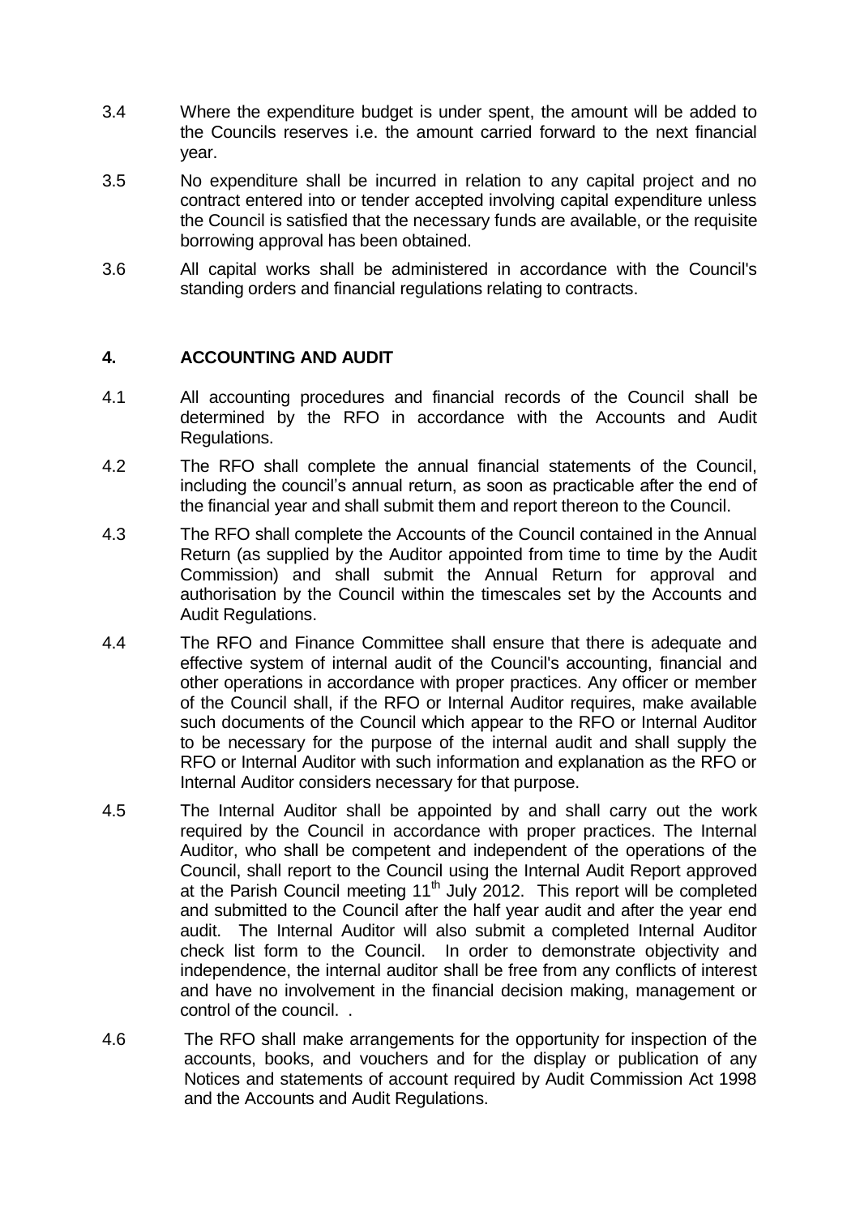3.4 Where the expenditure budget is under spent, the amount will be added to the Councils reserves i.e. the amount carried forward to the next financial year.

3.5 No expenditure shall be incurred in relation to any capital project and no contract entered into or tender accepted involving capital expenditure unless the Council is satisfied that the necessary funds are available, or the requisite borrowing approval has been obtained.

3.6 All capital works shall be administered in accordance with the Council's standing orders and financial regulations relating to contracts.

## 4. ACCOUNTING AND AUDIT

4.1 All accounting procedures and financial records of the Council shall be determined by the RFO in accordance with the Accounts and Audit Regulations.

4.2 The RFO shall complete the annual financial statements of the Council, including the council's annual return, as soon as practicable after the end of the financial year and shall submit them and report thereon to the Council.

4.3 The RFO shall complete the Accounts of the Council contained in the Annual Return (as supplied by the Auditor appointed from time to time by the Audit Commission) and shall submit the Annual Return for approval and authorisation by the Council within the timescales set by the Accounts and Audit Regulations.

4.4 The RFO and Finance Committee shall ensure that there is adequate and effective system of internal audit of the Council's accounting, financial and other operations in accordance with proper practices. Any officer or member of the Council shall, if the RFO or Internal Auditor requires, make available such documents of the Council which appear to the RFO or Internal Auditor to be necessary for the purpose of the internal audit and shall supply the RFO or Internal Auditor with such information and explanation as the RFO or Internal Auditor considers necessary for that purpose.

4.5 The Internal Auditor shall be appointed by and shall carry out the work required by the Council in accordance with proper practices. The Internal Auditor, who shall be competent and independent of the operations of the Council, shall report to the Council using the Internal Audit Report approved at the Parish Council meeting 11th July 2012. This report will be completed and submitted to the Council after the half year audit and after the year end audit. The Internal Auditor will also submit a completed Internal Auditor check list form to the Council. In order to demonstrate objectivity and independence, the internal auditor shall be free from any conflicts of interest and have no involvement in the financial decision making, management or control of the council. .

4.6 The RFO shall make arrangements for the opportunity for inspection of the accounts, books, and vouchers and for the display or publication of any Notices and statements of account required by Audit Commission Act 1998 and the Accounts and Audit Regulations.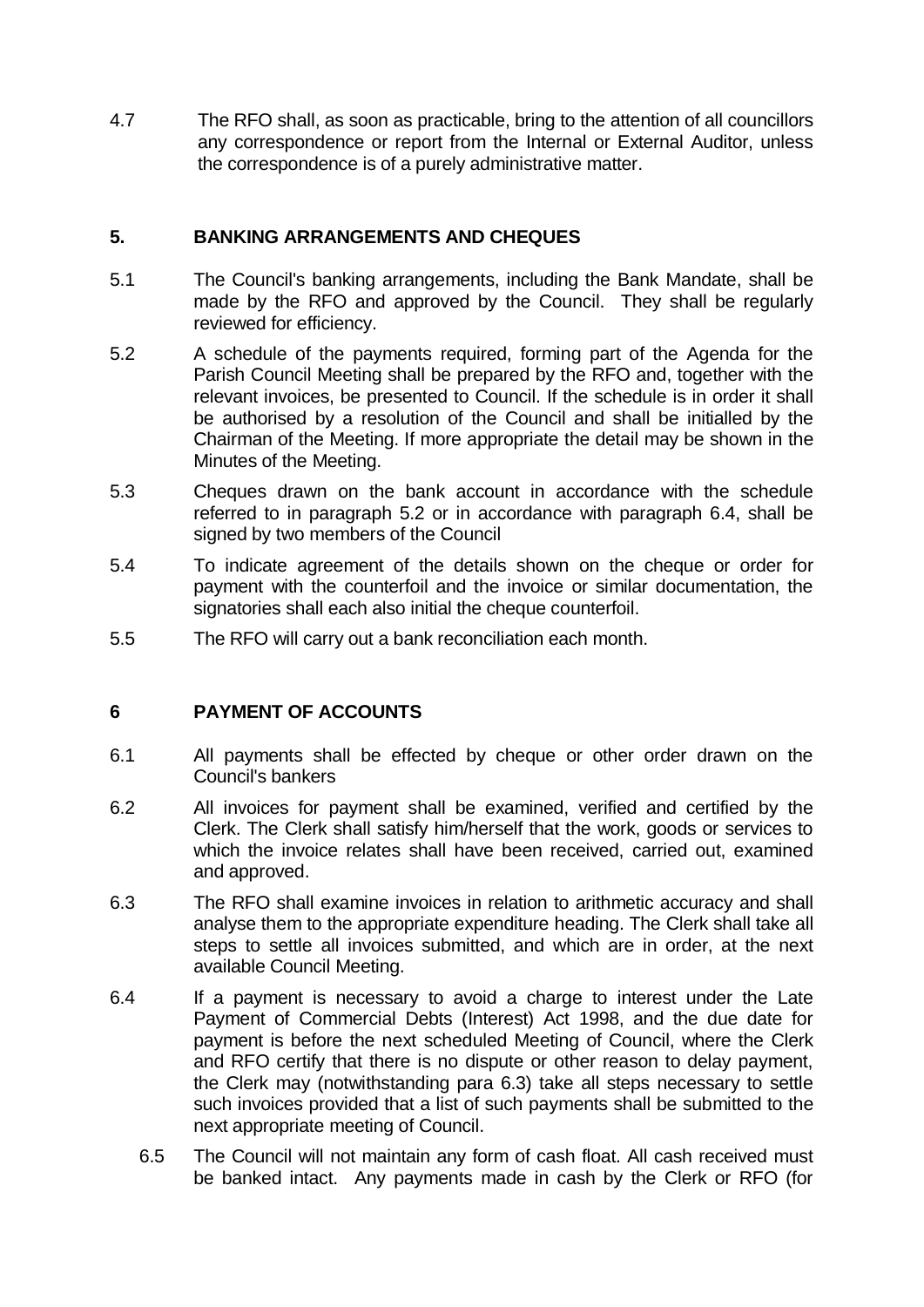4.7 The RFO shall, as soon as practicable, bring to the attention of all councillors any correspondence or report from the Internal or External Auditor, unless the correspondence is of a purely administrative matter.

## 5. BANKING ARRANGEMENTS AND CHEQUES

5.1 The Council's banking arrangements, including the Bank Mandate, shall be made by the RFO and approved by the Council. They shall be regularly reviewed for efficiency.

5.2 A schedule of the payments required, forming part of the Agenda for the Parish Council Meeting shall be prepared by the RFO and, together with the relevant invoices, be presented to Council. If the schedule is in order it shall be authorised by a resolution of the Council and shall be initialled by the Chairman of the Meeting. If more appropriate the detail may be shown in the Minutes of the Meeting.

5.3 Cheques drawn on the bank account in accordance with the schedule referred to in paragraph 5.2 or in accordance with paragraph 6.4, shall be signed by two members of the Council

5.4 To indicate agreement of the details shown on the cheque or order for payment with the counterfoil and the invoice or similar documentation, the signatories shall each also initial the cheque counterfoil.

5.5 The RFO will carry out a bank reconciliation each month.

## 6 PAYMENT OF ACCOUNTS

6.1 All payments shall be effected by cheque or other order drawn on the Council's bankers

6.2 All invoices for payment shall be examined, verified and certified by the Clerk. The Clerk shall satisfy him/herself that the work, goods or services to which the invoice relates shall have been received, carried out, examined and approved.

6.3 The RFO shall examine invoices in relation to arithmetic accuracy and shall analyse them to the appropriate expenditure heading. The Clerk shall take all steps to settle all invoices submitted, and which are in order, at the next available Council Meeting.

6.4 If a payment is necessary to avoid a charge to interest under the Late Payment of Commercial Debts (Interest) Act 1998, and the due date for payment is before the next scheduled Meeting of Council, where the Clerk and RFO certify that there is no dispute or other reason to delay payment, the Clerk may (notwithstanding para 6.3) take all steps necessary to settle such invoices provided that a list of such payments shall be submitted to the next appropriate meeting of Council.

6.5 The Council will not maintain any form of cash float. All cash received must be banked intact. Any payments made in cash by the Clerk or RFO (for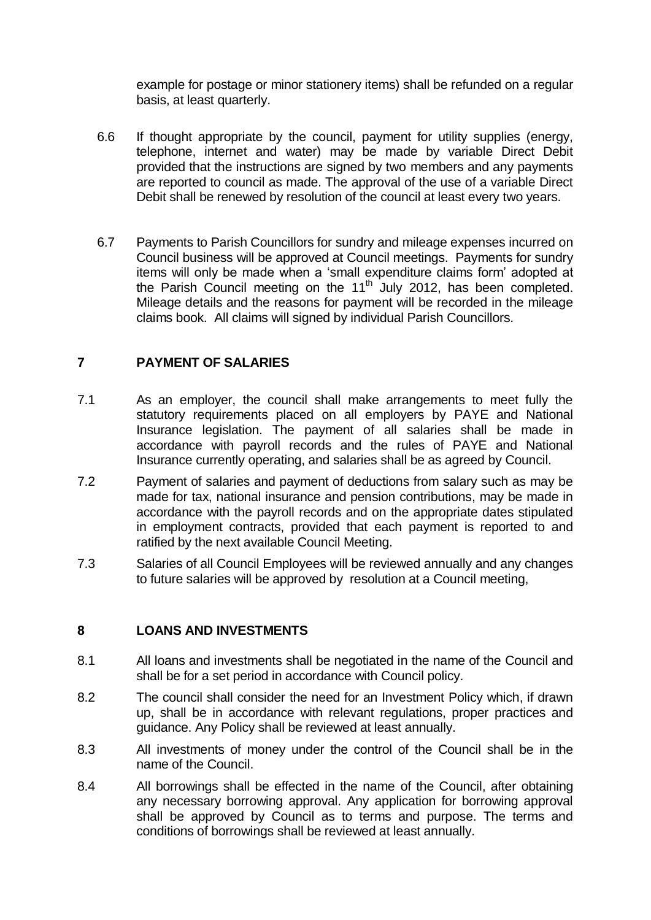example for postage or minor stationery items) shall be refunded on a regular basis, at least quarterly.

6.6 If thought appropriate by the council, payment for utility supplies (energy, telephone, internet and water) may be made by variable Direct Debit provided that the instructions are signed by two members and any payments are reported to council as made. The approval of the use of a variable Direct Debit shall be renewed by resolution of the council at least every two years.

6.7 Payments to Parish Councillors for sundry and mileage expenses incurred on Council business will be approved at Council meetings. Payments for sundry items will only be made when a 'small expenditure claims form' adopted at the Parish Council meeting on the 11th July 2012, has been completed. Mileage details and the reasons for payment will be recorded in the mileage claims book. All claims will signed by individual Parish Councillors.

## 7 PAYMENT OF SALARIES

7.1 As an employer, the council shall make arrangements to meet fully the statutory requirements placed on all employers by PAYE and National Insurance legislation. The payment of all salaries shall be made in accordance with payroll records and the rules of PAYE and National Insurance currently operating, and salaries shall be as agreed by Council.

7.2 Payment of salaries and payment of deductions from salary such as may be made for tax, national insurance and pension contributions, may be made in accordance with the payroll records and on the appropriate dates stipulated in employment contracts, provided that each payment is reported to and ratified by the next available Council Meeting.

7.3 Salaries of all Council Employees will be reviewed annually and any changes to future salaries will be approved by resolution at a Council meeting,

## 8 LOANS AND INVESTMENTS

8.1 All loans and investments shall be negotiated in the name of the Council and shall be for a set period in accordance with Council policy.

8.2 The council shall consider the need for an Investment Policy which, if drawn up, shall be in accordance with relevant regulations, proper practices and guidance. Any Policy shall be reviewed at least annually.

8.3 All investments of money under the control of the Council shall be in the name of the Council.

8.4 All borrowings shall be effected in the name of the Council, after obtaining any necessary borrowing approval. Any application for borrowing approval shall be approved by Council as to terms and purpose. The terms and conditions of borrowings shall be reviewed at least annually.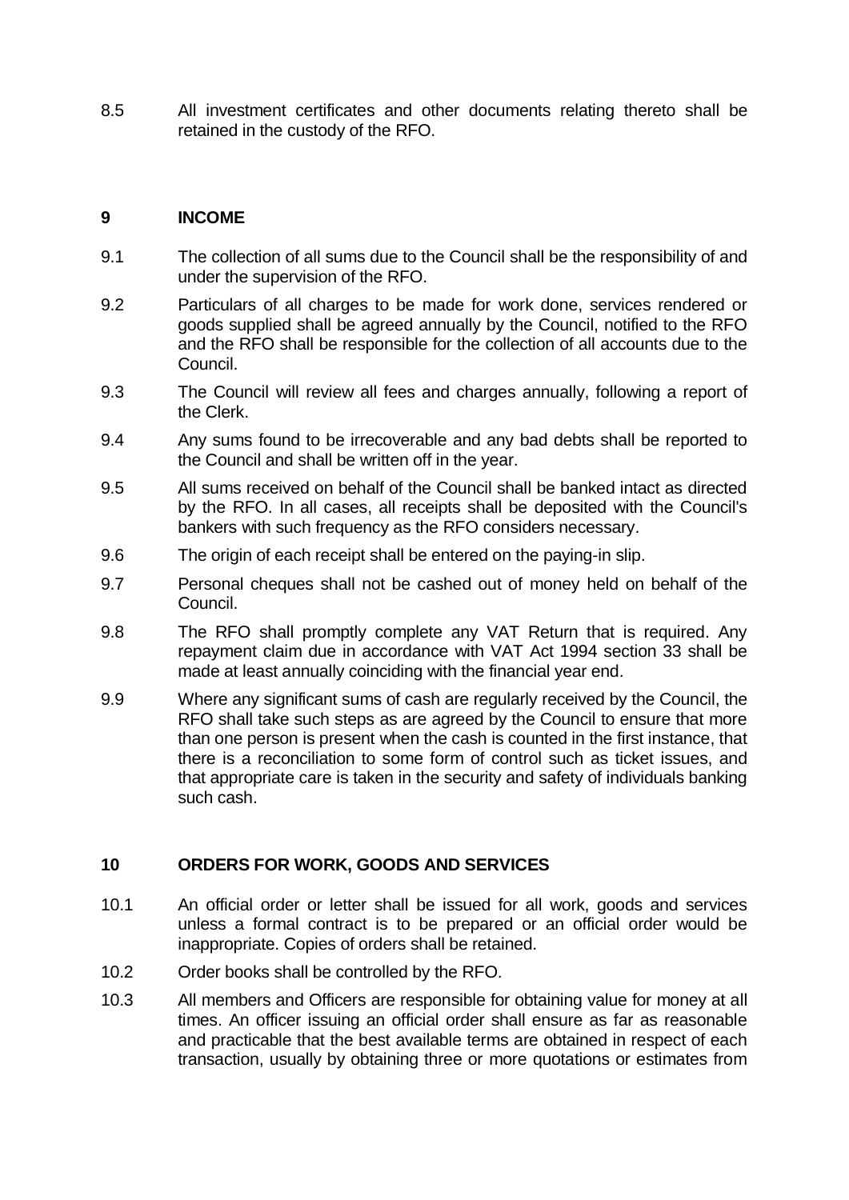8.5 All investment certificates and other documents relating thereto shall be retained in the custody of the RFO.

## 9 INCOME

9.1 The collection of all sums due to the Council shall be the responsibility of and under the supervision of the RFO.

9.2 Particulars of all charges to be made for work done, services rendered or goods supplied shall be agreed annually by the Council, notified to the RFO and the RFO shall be responsible for the collection of all accounts due to the Council.

9.3 The Council will review all fees and charges annually, following a report of the Clerk.

9.4 Any sums found to be irrecoverable and any bad debts shall be reported to the Council and shall be written off in the year.

9.5 All sums received on behalf of the Council shall be banked intact as directed by the RFO. In all cases, all receipts shall be deposited with the Council's bankers with such frequency as the RFO considers necessary.

9.6 The origin of each receipt shall be entered on the paying-in slip.

9.7 Personal cheques shall not be cashed out of money held on behalf of the Council.

9.8 The RFO shall promptly complete any VAT Return that is required. Any repayment claim due in accordance with VAT Act 1994 section 33 shall be made at least annually coinciding with the financial year end.

9.9 Where any significant sums of cash are regularly received by the Council, the RFO shall take such steps as are agreed by the Council to ensure that more than one person is present when the cash is counted in the first instance, that there is a reconciliation to some form of control such as ticket issues, and that appropriate care is taken in the security and safety of individuals banking such cash.

## 10 ORDERS FOR WORK, GOODS AND SERVICES

10.1 An official order or letter shall be issued for all work, goods and services unless a formal contract is to be prepared or an official order would be inappropriate. Copies of orders shall be retained.

10.2 Order books shall be controlled by the RFO.

10.3 All members and Officers are responsible for obtaining value for money at all times. An officer issuing an official order shall ensure as far as reasonable and practicable that the best available terms are obtained in respect of each transaction, usually by obtaining three or more quotations or estimates from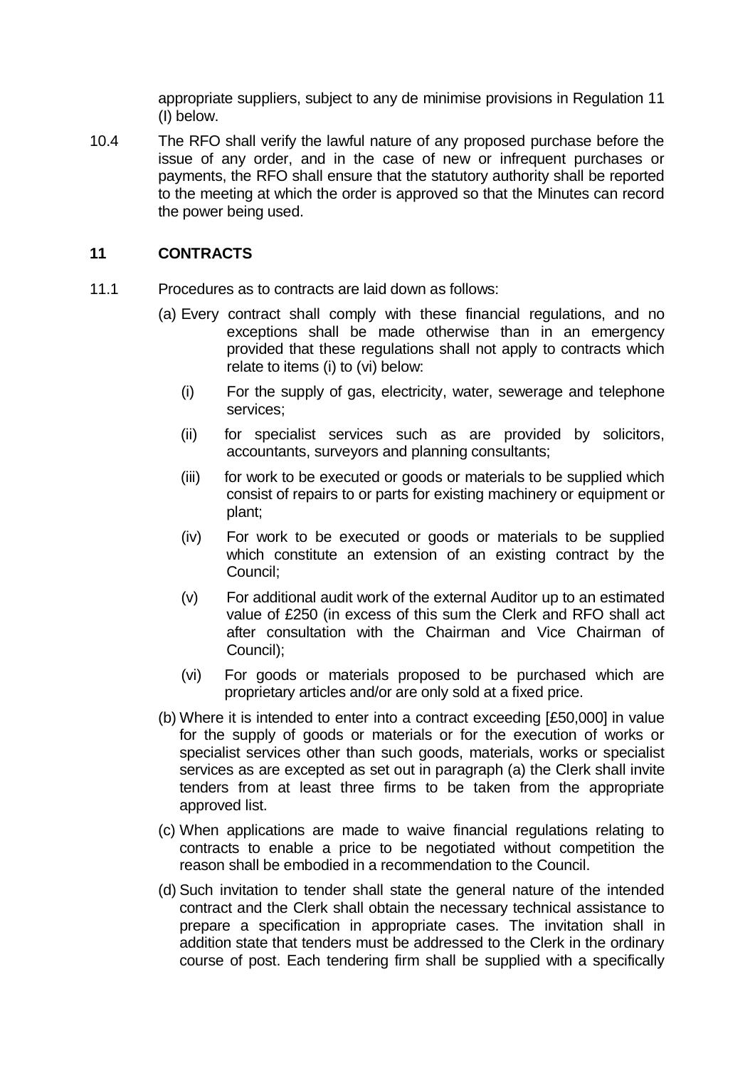appropriate suppliers, subject to any de minimise provisions in Regulation 11 (I) below.

10.4 The RFO shall verify the lawful nature of any proposed purchase before the issue of any order, and in the case of new or infrequent purchases or payments, the RFO shall ensure that the statutory authority shall be reported to the meeting at which the order is approved so that the Minutes can record the power being used.

## 11 CONTRACTS

11.1 Procedures as to contracts are laid down as follows:

(a) Every contract shall comply with these financial regulations, and no exceptions shall be made otherwise than in an emergency provided that these regulations shall not apply to contracts which relate to items (i) to (vi) below:

(i) For the supply of gas, electricity, water, sewerage and telephone services;

(ii) for specialist services such as are provided by solicitors, accountants, surveyors and planning consultants;

(iii) for work to be executed or goods or materials to be supplied which consist of repairs to or parts for existing machinery or equipment or plant;

(iv) For work to be executed or goods or materials to be supplied which constitute an extension of an existing contract by the Council;

(v) For additional audit work of the external Auditor up to an estimated value of £250 (in excess of this sum the Clerk and RFO shall act after consultation with the Chairman and Vice Chairman of Council);

(vi) For goods or materials proposed to be purchased which are proprietary articles and/or are only sold at a fixed price.

(b) Where it is intended to enter into a contract exceeding [£50,000] in value for the supply of goods or materials or for the execution of works or specialist services other than such goods, materials, works or specialist services as are excepted as set out in paragraph (a) the Clerk shall invite tenders from at least three firms to be taken from the appropriate approved list.

(c) When applications are made to waive financial regulations relating to contracts to enable a price to be negotiated without competition the reason shall be embodied in a recommendation to the Council.

(d) Such invitation to tender shall state the general nature of the intended contract and the Clerk shall obtain the necessary technical assistance to prepare a specification in appropriate cases. The invitation shall in addition state that tenders must be addressed to the Clerk in the ordinary course of post. Each tendering firm shall be supplied with a specifically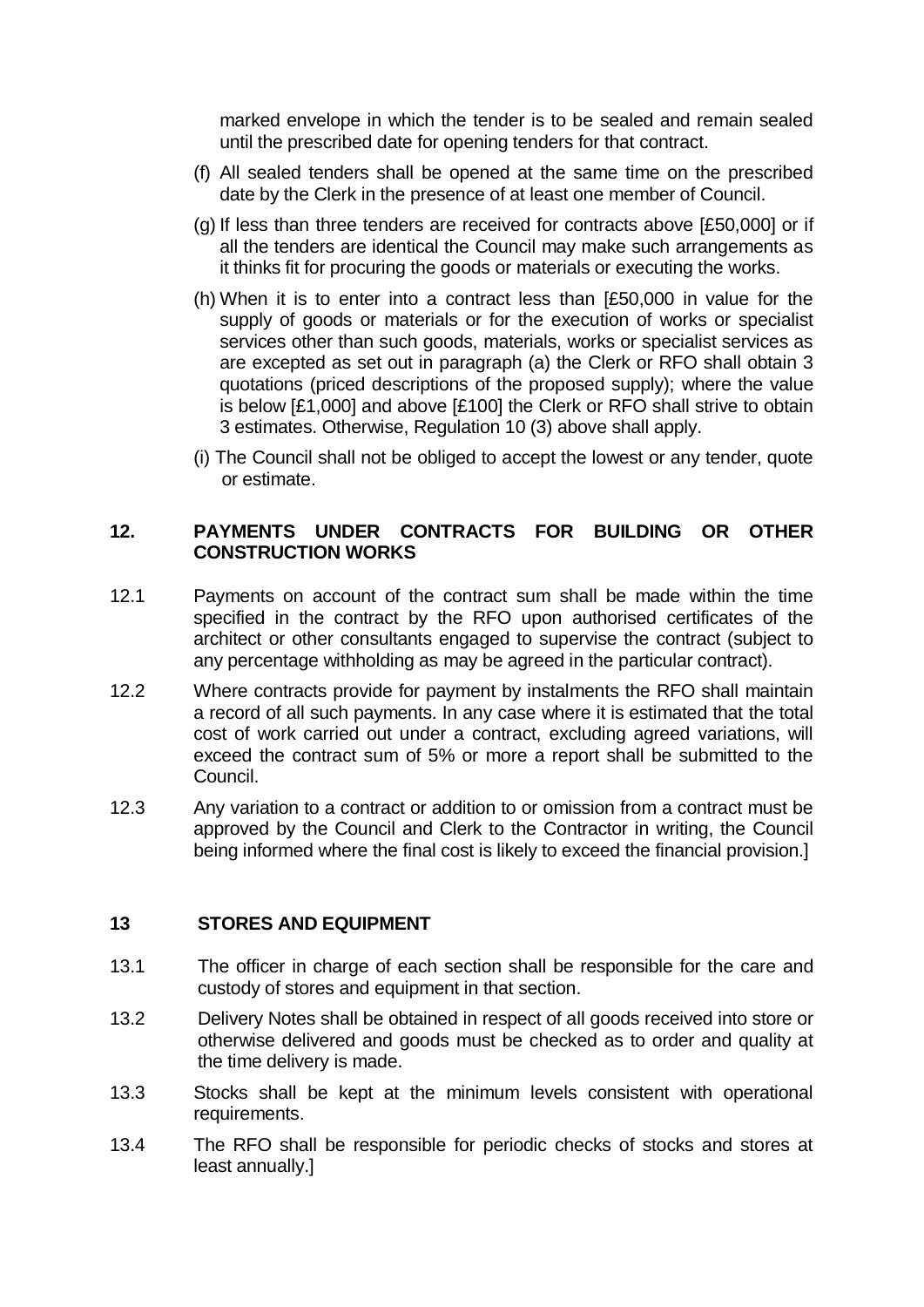marked envelope in which the tender is to be sealed and remain sealed until the prescribed date for opening tenders for that contract.

(f) All sealed tenders shall be opened at the same time on the prescribed date by the Clerk in the presence of at least one member of Council.

(g) If less than three tenders are received for contracts above [£50,000] or if all the tenders are identical the Council may make such arrangements as it thinks fit for procuring the goods or materials or executing the works.

(h) When it is to enter into a contract less than [£50,000 in value for the supply of goods or materials or for the execution of works or specialist services other than such goods, materials, works or specialist services as are excepted as set out in paragraph (a) the Clerk or RFO shall obtain 3 quotations (priced descriptions of the proposed supply); where the value is below [£1,000] and above [£100] the Clerk or RFO shall strive to obtain 3 estimates. Otherwise, Regulation 10 (3) above shall apply.

(i) The Council shall not be obliged to accept the lowest or any tender, quote or estimate.

## 12. PAYMENTS UNDER CONTRACTS FOR BUILDING OR OTHER CONSTRUCTION WORKS

12.1 Payments on account of the contract sum shall be made within the time specified in the contract by the RFO upon authorised certificates of the architect or other consultants engaged to supervise the contract (subject to any percentage withholding as may be agreed in the particular contract).

12.2 Where contracts provide for payment by instalments the RFO shall maintain a record of all such payments. In any case where it is estimated that the total cost of work carried out under a contract, excluding agreed variations, will exceed the contract sum of 5% or more a report shall be submitted to the Council.

12.3 Any variation to a contract or addition to or omission from a contract must be approved by the Council and Clerk to the Contractor in writing, the Council being informed where the final cost is likely to exceed the financial provision.]

## 13 STORES AND EQUIPMENT

13.1 The officer in charge of each section shall be responsible for the care and custody of stores and equipment in that section.

13.2 Delivery Notes shall be obtained in respect of all goods received into store or otherwise delivered and goods must be checked as to order and quality at the time delivery is made.

13.3 Stocks shall be kept at the minimum levels consistent with operational requirements.

13.4 The RFO shall be responsible for periodic checks of stocks and stores at least annually.]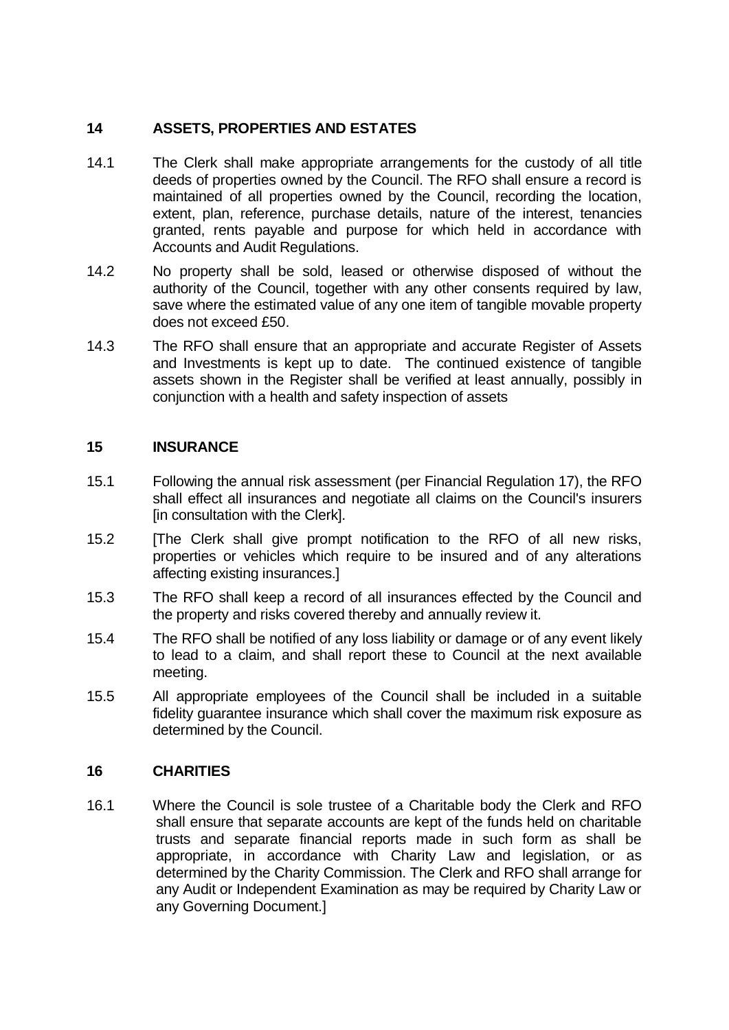## 14 ASSETS, PROPERTIES AND ESTATES

14.1 The Clerk shall make appropriate arrangements for the custody of all title deeds of properties owned by the Council. The RFO shall ensure a record is maintained of all properties owned by the Council, recording the location, extent, plan, reference, purchase details, nature of the interest, tenancies granted, rents payable and purpose for which held in accordance with Accounts and Audit Regulations.

14.2 No property shall be sold, leased or otherwise disposed of without the authority of the Council, together with any other consents required by law, save where the estimated value of any one item of tangible movable property does not exceed £50.

14.3 The RFO shall ensure that an appropriate and accurate Register of Assets and Investments is kept up to date. The continued existence of tangible assets shown in the Register shall be verified at least annually, possibly in conjunction with a health and safety inspection of assets

## 15 INSURANCE

15.1 Following the annual risk assessment (per Financial Regulation 17), the RFO shall effect all insurances and negotiate all claims on the Council's insurers [in consultation with the Clerk].

15.2 [The Clerk shall give prompt notification to the RFO of all new risks, properties or vehicles which require to be insured and of any alterations affecting existing insurances.]

15.3 The RFO shall keep a record of all insurances effected by the Council and the property and risks covered thereby and annually review it.

15.4 The RFO shall be notified of any loss liability or damage or of any event likely to lead to a claim, and shall report these to Council at the next available meeting.

15.5 All appropriate employees of the Council shall be included in a suitable fidelity guarantee insurance which shall cover the maximum risk exposure as determined by the Council.

## 16 CHARITIES

16.1 Where the Council is sole trustee of a Charitable body the Clerk and RFO shall ensure that separate accounts are kept of the funds held on charitable trusts and separate financial reports made in such form as shall be appropriate, in accordance with Charity Law and legislation, or as determined by the Charity Commission. The Clerk and RFO shall arrange for any Audit or Independent Examination as may be required by Charity Law or any Governing Document.]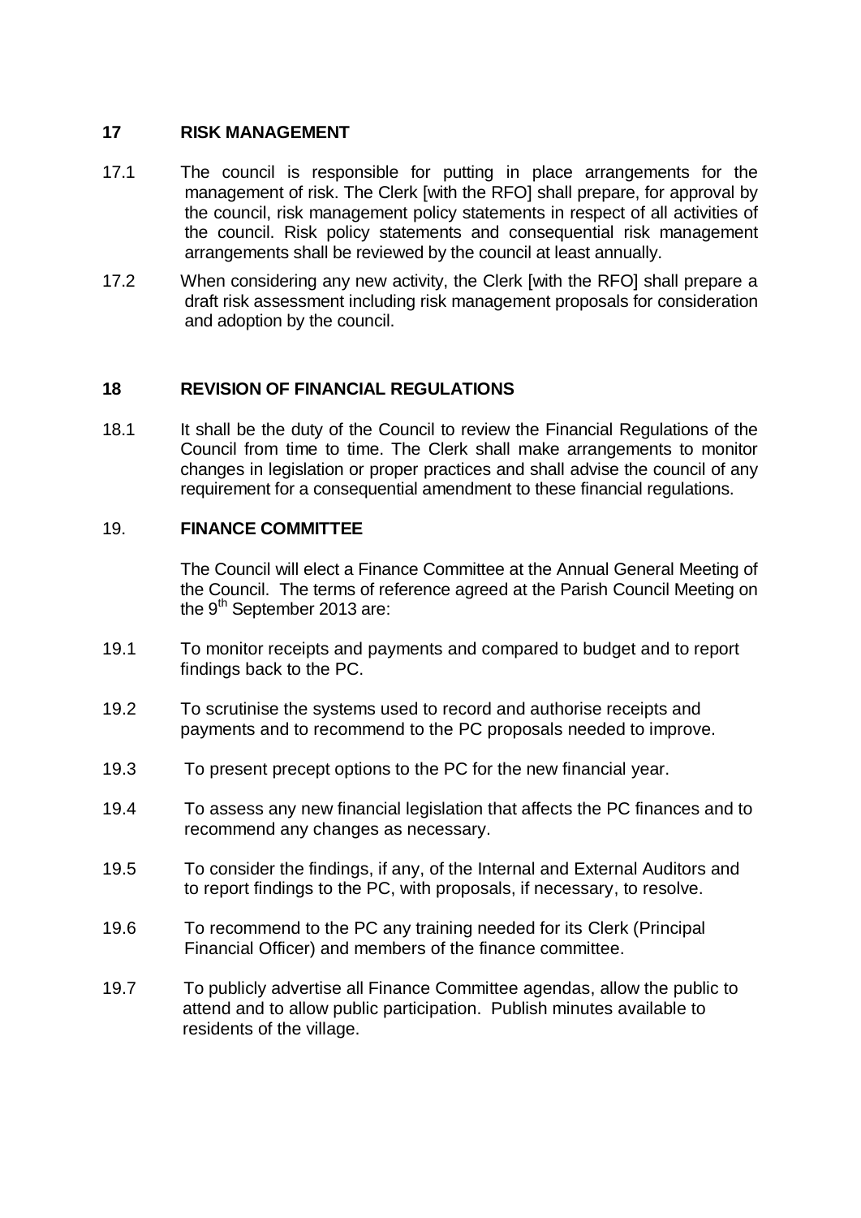## 17 RISK MANAGEMENT

17.1 The council is responsible for putting in place arrangements for the management of risk. The Clerk [with the RFO] shall prepare, for approval by the council, risk management policy statements in respect of all activities of the council. Risk policy statements and consequential risk management arrangements shall be reviewed by the council at least annually.

17.2 When considering any new activity, the Clerk [with the RFO] shall prepare a draft risk assessment including risk management proposals for consideration and adoption by the council.

## 18 REVISION OF FINANCIAL REGULATIONS

18.1 It shall be the duty of the Council to review the Financial Regulations of the Council from time to time. The Clerk shall make arrangements to monitor changes in legislation or proper practices and shall advise the council of any requirement for a consequential amendment to these financial regulations.

## 19. FINANCE COMMITTEE

The Council will elect a Finance Committee at the Annual General Meeting of the Council. The terms of reference agreed at the Parish Council Meeting on the 9th September 2013 are:

19.1 To monitor receipts and payments and compared to budget and to report findings back to the PC.

19.2 To scrutinise the systems used to record and authorise receipts and payments and to recommend to the PC proposals needed to improve.

19.3 To present precept options to the PC for the new financial year.

19.4 To assess any new financial legislation that affects the PC finances and to recommend any changes as necessary.

19.5 To consider the findings, if any, of the Internal and External Auditors and to report findings to the PC, with proposals, if necessary, to resolve.

19.6 To recommend to the PC any training needed for its Clerk (Principal Financial Officer) and members of the finance committee.

19.7 To publicly advertise all Finance Committee agendas, allow the public to attend and to allow public participation. Publish minutes available to residents of the village.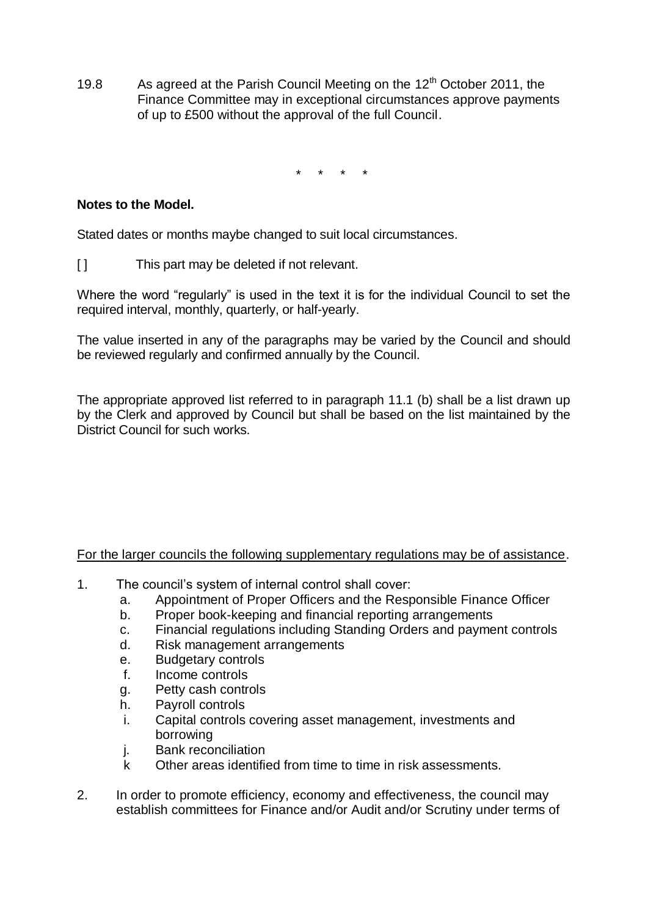19.8 As agreed at the Parish Council Meeting on the 12th October 2011, the Finance Committee may in exceptional circumstances approve payments of up to £500 without the approval of the full Council.

\* \* \* \*

**Notes to the Model.**

Stated dates or months maybe changed to suit local circumstances.

[ ] This part may be deleted if not relevant.

Where the word "regularly" is used in the text it is for the individual Council to set the required interval, monthly, quarterly, or half-yearly.

The value inserted in any of the paragraphs may be varied by the Council and should be reviewed regularly and confirmed annually by the Council.

The appropriate approved list referred to in paragraph 11.1 (b) shall be a list drawn up by the Clerk and approved by Council but shall be based on the list maintained by the District Council for such works.

For the larger councils the following supplementary regulations may be of assistance.

1. The council's system of internal control shall cover:
   a. Appointment of Proper Officers and the Responsible Finance Officer
   b. Proper book-keeping and financial reporting arrangements
   c. Financial regulations including Standing Orders and payment controls
   d. Risk management arrangements
   e. Budgetary controls
   f. Income controls
   g. Petty cash controls
   h. Payroll controls
   i. Capital controls covering asset management, investments and borrowing
   j. Bank reconciliation
   k Other areas identified from time to time in risk assessments.

2. In order to promote efficiency, economy and effectiveness, the council may establish committees for Finance and/or Audit and/or Scrutiny under terms of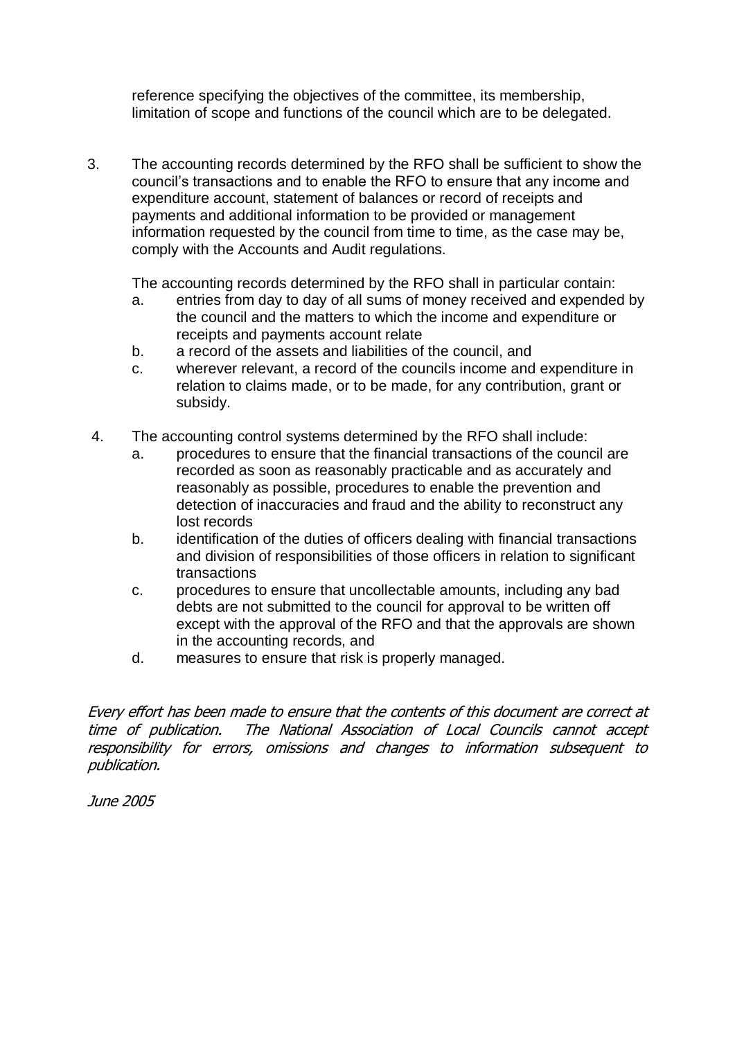reference specifying the objectives of the committee, its membership, limitation of scope and functions of the council which are to be delegated.

3. The accounting records determined by the RFO shall be sufficient to show the council's transactions and to enable the RFO to ensure that any income and expenditure account, statement of balances or record of receipts and payments and additional information to be provided or management information requested by the council from time to time, as the case may be, comply with the Accounts and Audit regulations.

   The accounting records determined by the RFO shall in particular contain:

   a. entries from day to day of all sums of money received and expended by the council and the matters to which the income and expenditure or receipts and payments account relate
   b. a record of the assets and liabilities of the council, and
   c. wherever relevant, a record of the councils income and expenditure in relation to claims made, or to be made, for any contribution, grant or subsidy.

4. The accounting control systems determined by the RFO shall include:

   a. procedures to ensure that the financial transactions of the council are recorded as soon as reasonably practicable and as accurately and reasonably as possible, procedures to enable the prevention and detection of inaccuracies and fraud and the ability to reconstruct any lost records
   b. identification of the duties of officers dealing with financial transactions and division of responsibilities of those officers in relation to significant transactions
   c. procedures to ensure that uncollectable amounts, including any bad debts are not submitted to the council for approval to be written off except with the approval of the RFO and that the approvals are shown in the accounting records, and
   d. measures to ensure that risk is properly managed.

*Every effort has been made to ensure that the contents of this document are correct at time of publication. The National Association of Local Councils cannot accept responsibility for errors, omissions and changes to information subsequent to publication.*

*June 2005*